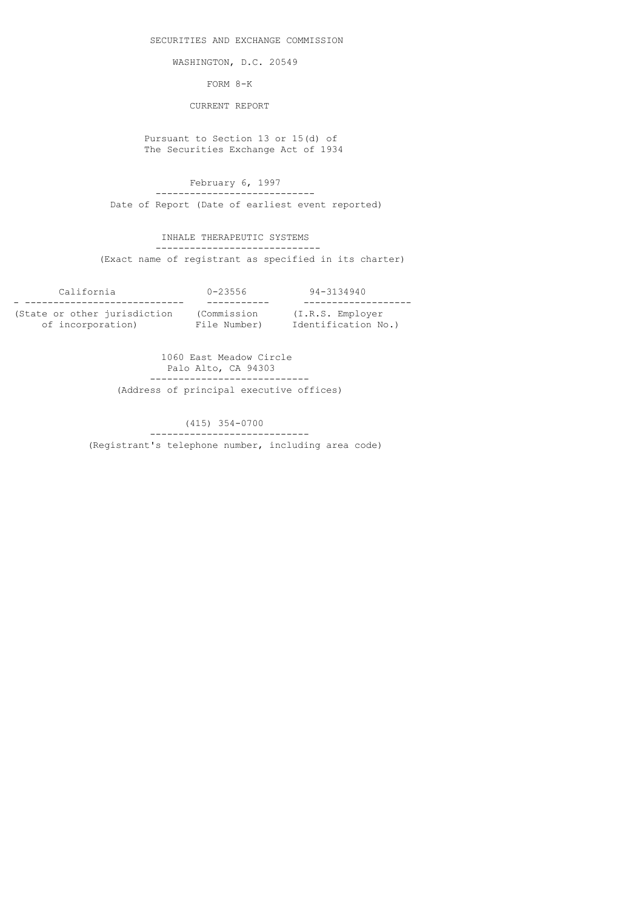SECURITIES AND EXCHANGE COMMISSION

WASHINGTON, D.C. 20549

FORM 8-K

CURRENT REPORT

Pursuant to Section 13 or 15(d) of
The Securities Exchange Act of 1934

February 6, 1997

Date of Report (Date of earliest event reported)

INHALE THERAPEUTIC SYSTEMS

(Exact name of registrant as specified in its charter)

| California | 0-23556 | 94-3134940 |
|---|---|---|
| (State or other jurisdiction of incorporation) | (Commission File Number) | (I.R.S. Employer Identification No.) |

1060 East Meadow Circle
Palo Alto, CA 94303

(Address of principal executive offices)

(415) 354-0700

(Registrant's telephone number, including area code)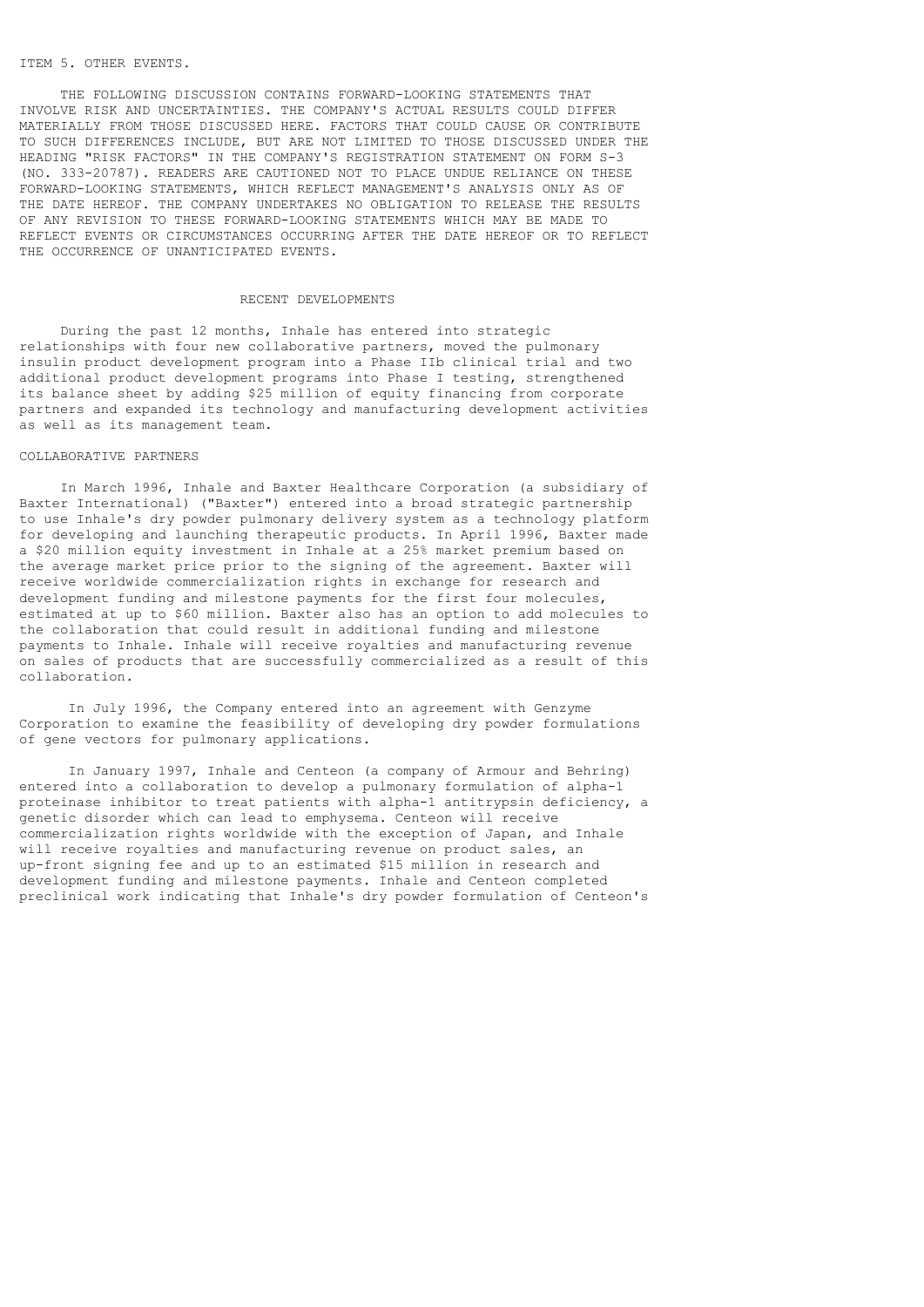ITEM 5. OTHER EVENTS.

THE FOLLOWING DISCUSSION CONTAINS FORWARD-LOOKING STATEMENTS THAT INVOLVE RISK AND UNCERTAINTIES. THE COMPANY'S ACTUAL RESULTS COULD DIFFER MATERIALLY FROM THOSE DISCUSSED HERE. FACTORS THAT COULD CAUSE OR CONTRIBUTE TO SUCH DIFFERENCES INCLUDE, BUT ARE NOT LIMITED TO THOSE DISCUSSED UNDER THE HEADING "RISK FACTORS" IN THE COMPANY'S REGISTRATION STATEMENT ON FORM S-3 (NO. 333-20787). READERS ARE CAUTIONED NOT TO PLACE UNDUE RELIANCE ON THESE FORWARD-LOOKING STATEMENTS, WHICH REFLECT MANAGEMENT'S ANALYSIS ONLY AS OF THE DATE HEREOF. THE COMPANY UNDERTAKES NO OBLIGATION TO RELEASE THE RESULTS OF ANY REVISION TO THESE FORWARD-LOOKING STATEMENTS WHICH MAY BE MADE TO REFLECT EVENTS OR CIRCUMSTANCES OCCURRING AFTER THE DATE HEREOF OR TO REFLECT THE OCCURRENCE OF UNANTICIPATED EVENTS.

## RECENT DEVELOPMENTS

During the past 12 months, Inhale has entered into strategic relationships with four new collaborative partners, moved the pulmonary insulin product development program into a Phase IIb clinical trial and two additional product development programs into Phase I testing, strengthened its balance sheet by adding $25 million of equity financing from corporate partners and expanded its technology and manufacturing development activities as well as its management team.

### COLLABORATIVE PARTNERS

In March 1996, Inhale and Baxter Healthcare Corporation (a subsidiary of Baxter International) ("Baxter") entered into a broad strategic partnership to use Inhale's dry powder pulmonary delivery system as a technology platform for developing and launching therapeutic products. In April 1996, Baxter made a $20 million equity investment in Inhale at a 25% market premium based on the average market price prior to the signing of the agreement. Baxter will receive worldwide commercialization rights in exchange for research and development funding and milestone payments for the first four molecules, estimated at up to $60 million. Baxter also has an option to add molecules to the collaboration that could result in additional funding and milestone payments to Inhale. Inhale will receive royalties and manufacturing revenue on sales of products that are successfully commercialized as a result of this collaboration.

In July 1996, the Company entered into an agreement with Genzyme Corporation to examine the feasibility of developing dry powder formulations of gene vectors for pulmonary applications.

In January 1997, Inhale and Centeon (a company of Armour and Behring) entered into a collaboration to develop a pulmonary formulation of alpha-1 proteinase inhibitor to treat patients with alpha-1 antitrypsin deficiency, a genetic disorder which can lead to emphysema. Centeon will receive commercialization rights worldwide with the exception of Japan, and Inhale will receive royalties and manufacturing revenue on product sales, an up-front signing fee and up to an estimated $15 million in research and development funding and milestone payments. Inhale and Centeon completed preclinical work indicating that Inhale's dry powder formulation of Centeon's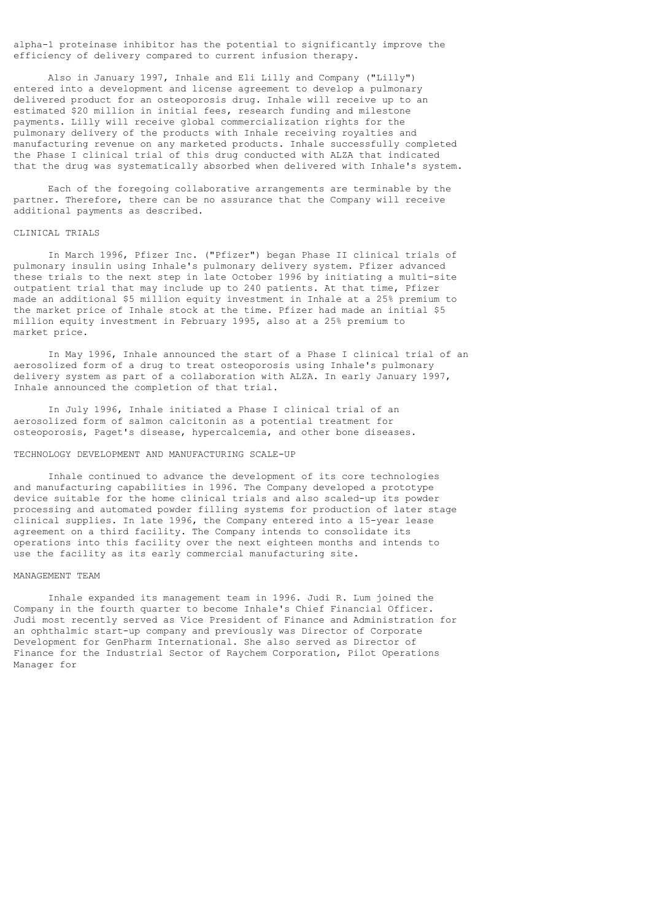alpha-1 proteinase inhibitor has the potential to significantly improve the efficiency of delivery compared to current infusion therapy.

Also in January 1997, Inhale and Eli Lilly and Company ("Lilly") entered into a development and license agreement to develop a pulmonary delivered product for an osteoporosis drug. Inhale will receive up to an estimated $20 million in initial fees, research funding and milestone payments. Lilly will receive global commercialization rights for the pulmonary delivery of the products with Inhale receiving royalties and manufacturing revenue on any marketed products. Inhale successfully completed the Phase I clinical trial of this drug conducted with ALZA that indicated that the drug was systematically absorbed when delivered with Inhale's system.

Each of the foregoing collaborative arrangements are terminable by the partner. Therefore, there can be no assurance that the Company will receive additional payments as described.

## CLINICAL TRIALS

In March 1996, Pfizer Inc. ("Pfizer") began Phase II clinical trials of pulmonary insulin using Inhale's pulmonary delivery system. Pfizer advanced these trials to the next step in late October 1996 by initiating a multi-site outpatient trial that may include up to 240 patients. At that time, Pfizer made an additional $5 million equity investment in Inhale at a 25% premium to the market price of Inhale stock at the time. Pfizer had made an initial $5 million equity investment in February 1995, also at a 25% premium to market price.

In May 1996, Inhale announced the start of a Phase I clinical trial of an aerosolized form of a drug to treat osteoporosis using Inhale's pulmonary delivery system as part of a collaboration with ALZA. In early January 1997, Inhale announced the completion of that trial.

In July 1996, Inhale initiated a Phase I clinical trial of an aerosolized form of salmon calcitonin as a potential treatment for osteoporosis, Paget's disease, hypercalcemia, and other bone diseases.

## TECHNOLOGY DEVELOPMENT AND MANUFACTURING SCALE-UP

Inhale continued to advance the development of its core technologies and manufacturing capabilities in 1996. The Company developed a prototype device suitable for the home clinical trials and also scaled-up its powder processing and automated powder filling systems for production of later stage clinical supplies. In late 1996, the Company entered into a 15-year lease agreement on a third facility. The Company intends to consolidate its operations into this facility over the next eighteen months and intends to use the facility as its early commercial manufacturing site.

## MANAGEMENT TEAM

Inhale expanded its management team in 1996. Judi R. Lum joined the Company in the fourth quarter to become Inhale's Chief Financial Officer. Judi most recently served as Vice President of Finance and Administration for an ophthalmic start-up company and previously was Director of Corporate Development for GenPharm International. She also served as Director of Finance for the Industrial Sector of Raychem Corporation, Pilot Operations Manager for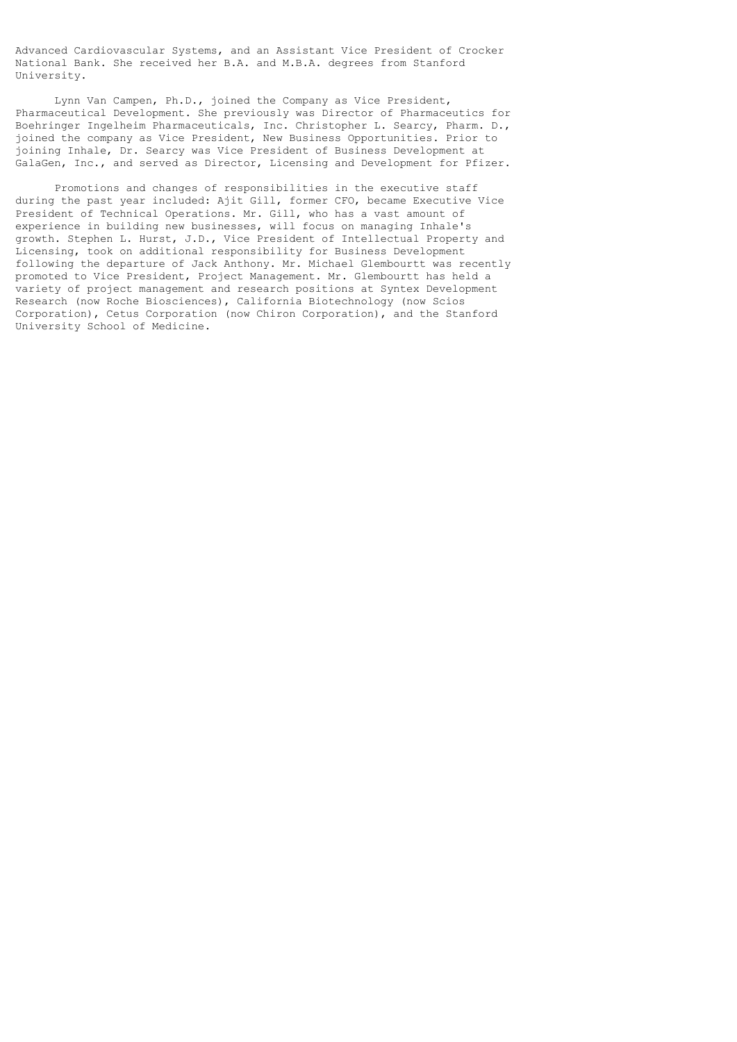Advanced Cardiovascular Systems, and an Assistant Vice President of Crocker National Bank. She received her B.A. and M.B.A. degrees from Stanford University.

Lynn Van Campen, Ph.D., joined the Company as Vice President, Pharmaceutical Development. She previously was Director of Pharmaceutics for Boehringer Ingelheim Pharmaceuticals, Inc. Christopher L. Searcy, Pharm. D., joined the company as Vice President, New Business Opportunities. Prior to joining Inhale, Dr. Searcy was Vice President of Business Development at GalaGen, Inc., and served as Director, Licensing and Development for Pfizer.

Promotions and changes of responsibilities in the executive staff during the past year included: Ajit Gill, former CFO, became Executive Vice President of Technical Operations. Mr. Gill, who has a vast amount of experience in building new businesses, will focus on managing Inhale's growth. Stephen L. Hurst, J.D., Vice President of Intellectual Property and Licensing, took on additional responsibility for Business Development following the departure of Jack Anthony. Mr. Michael Glembourtt was recently promoted to Vice President, Project Management. Mr. Glembourtt has held a variety of project management and research positions at Syntex Development Research (now Roche Biosciences), California Biotechnology (now Scios Corporation), Cetus Corporation (now Chiron Corporation), and the Stanford University School of Medicine.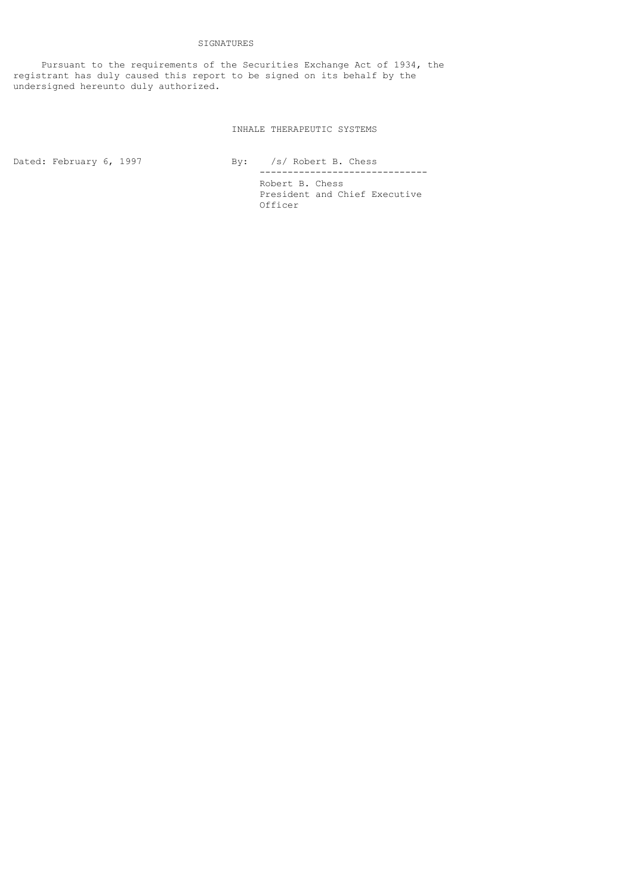# SIGNATURES

Pursuant to the requirements of the Securities Exchange Act of 1934, the registrant has duly caused this report to be signed on its behalf by the undersigned hereunto duly authorized.

INHALE THERAPEUTIC SYSTEMS

Dated: February 6, 1997

By: /s/ Robert B. Chess

Robert B. Chess
President and Chief Executive Officer